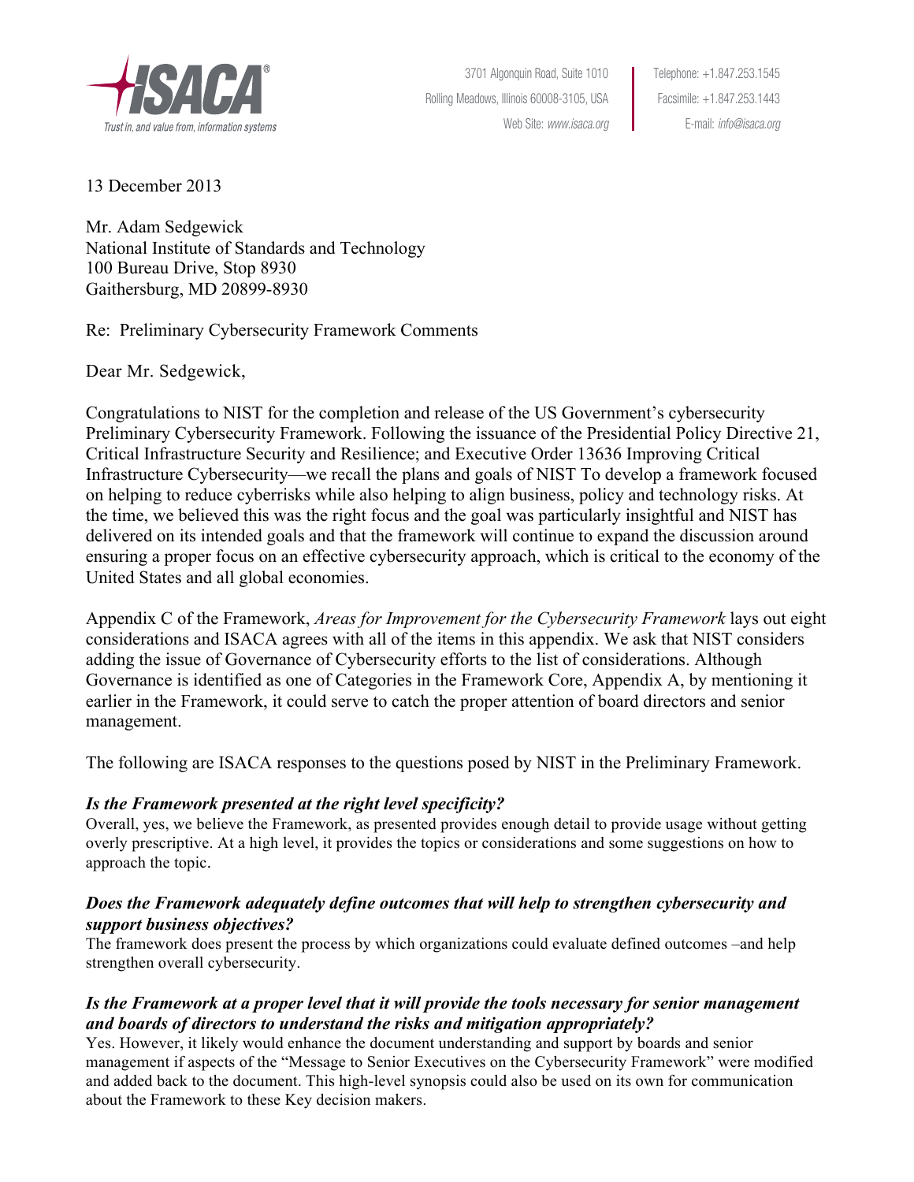ISACA®

Trust in, and value from, information systems

3701 Algonquin Road, Suite 1010
Rolling Meadows, Illinois 60008-3105, USA
Web Site: *www.isaca.org*

Telephone: +1.847.253.1545
Facsimile: +1.847.253.1443
E-mail: *info@isaca.org*

13 December 2013

Mr. Adam Sedgewick
National Institute of Standards and Technology
100 Bureau Drive, Stop 8930
Gaithersburg, MD 20899-8930

Re: Preliminary Cybersecurity Framework Comments

Dear Mr. Sedgewick,

Congratulations to NIST for the completion and release of the US Government's cybersecurity Preliminary Cybersecurity Framework. Following the issuance of the Presidential Policy Directive 21, Critical Infrastructure Security and Resilience; and Executive Order 13636 Improving Critical Infrastructure Cybersecurity—we recall the plans and goals of NIST To develop a framework focused on helping to reduce cyberrisks while also helping to align business, policy and technology risks. At the time, we believed this was the right focus and the goal was particularly insightful and NIST has delivered on its intended goals and that the framework will continue to expand the discussion around ensuring a proper focus on an effective cybersecurity approach, which is critical to the economy of the United States and all global economies.

Appendix C of the Framework, *Areas for Improvement for the Cybersecurity Framework* lays out eight considerations and ISACA agrees with all of the items in this appendix. We ask that NIST considers adding the issue of Governance of Cybersecurity efforts to the list of considerations. Although Governance is identified as one of Categories in the Framework Core, Appendix A, by mentioning it earlier in the Framework, it could serve to catch the proper attention of board directors and senior management.

The following are ISACA responses to the questions posed by NIST in the Preliminary Framework.

***Is the Framework presented at the right level specificity?***

Overall, yes, we believe the Framework, as presented provides enough detail to provide usage without getting overly prescriptive. At a high level, it provides the topics or considerations and some suggestions on how to approach the topic.

***Does the Framework adequately define outcomes that will help to strengthen cybersecurity and support business objectives?***

The framework does present the process by which organizations could evaluate defined outcomes –and help strengthen overall cybersecurity.

***Is the Framework at a proper level that it will provide the tools necessary for senior management and boards of directors to understand the risks and mitigation appropriately?***

Yes. However, it likely would enhance the document understanding and support by boards and senior management if aspects of the "Message to Senior Executives on the Cybersecurity Framework" were modified and added back to the document. This high-level synopsis could also be used on its own for communication about the Framework to these Key decision makers.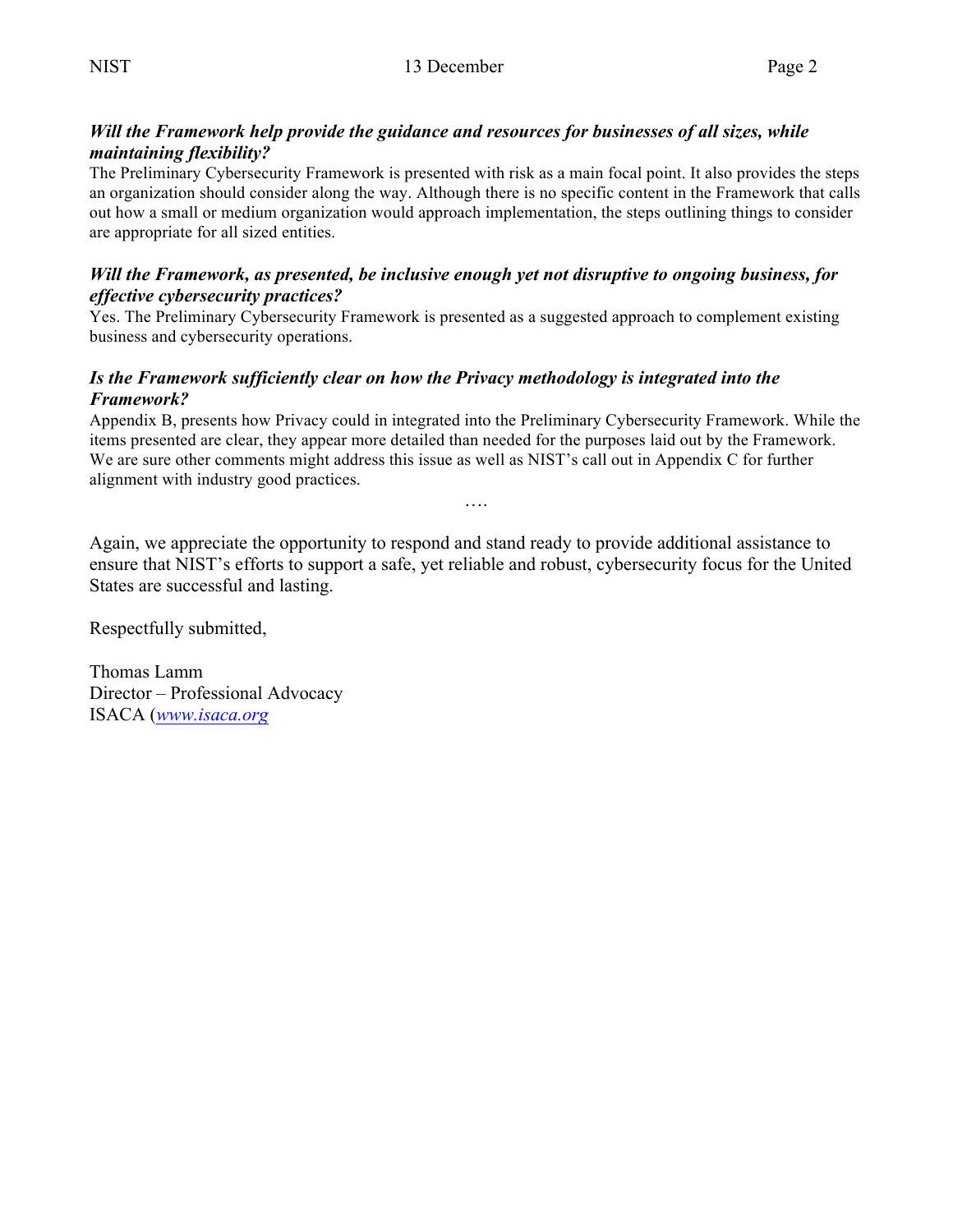***Will the Framework help provide the guidance and resources for businesses of all sizes, while maintaining flexibility?***

The Preliminary Cybersecurity Framework is presented with risk as a main focal point. It also provides the steps an organization should consider along the way. Although there is no specific content in the Framework that calls out how a small or medium organization would approach implementation, the steps outlining things to consider are appropriate for all sized entities.

***Will the Framework, as presented, be inclusive enough yet not disruptive to ongoing business, for effective cybersecurity practices?***

Yes. The Preliminary Cybersecurity Framework is presented as a suggested approach to complement existing business and cybersecurity operations.

***Is the Framework sufficiently clear on how the Privacy methodology is integrated into the Framework?***

Appendix B, presents how Privacy could in integrated into the Preliminary Cybersecurity Framework. While the items presented are clear, they appear more detailed than needed for the purposes laid out by the Framework. We are sure other comments might address this issue as well as NIST's call out in Appendix C for further alignment with industry good practices.

….

Again, we appreciate the opportunity to respond and stand ready to provide additional assistance to ensure that NIST's efforts to support a safe, yet reliable and robust, cybersecurity focus for the United States are successful and lasting.

Respectfully submitted,

Thomas Lamm
Director – Professional Advocacy
ISACA ([www.isaca.org](http://www.isaca.org)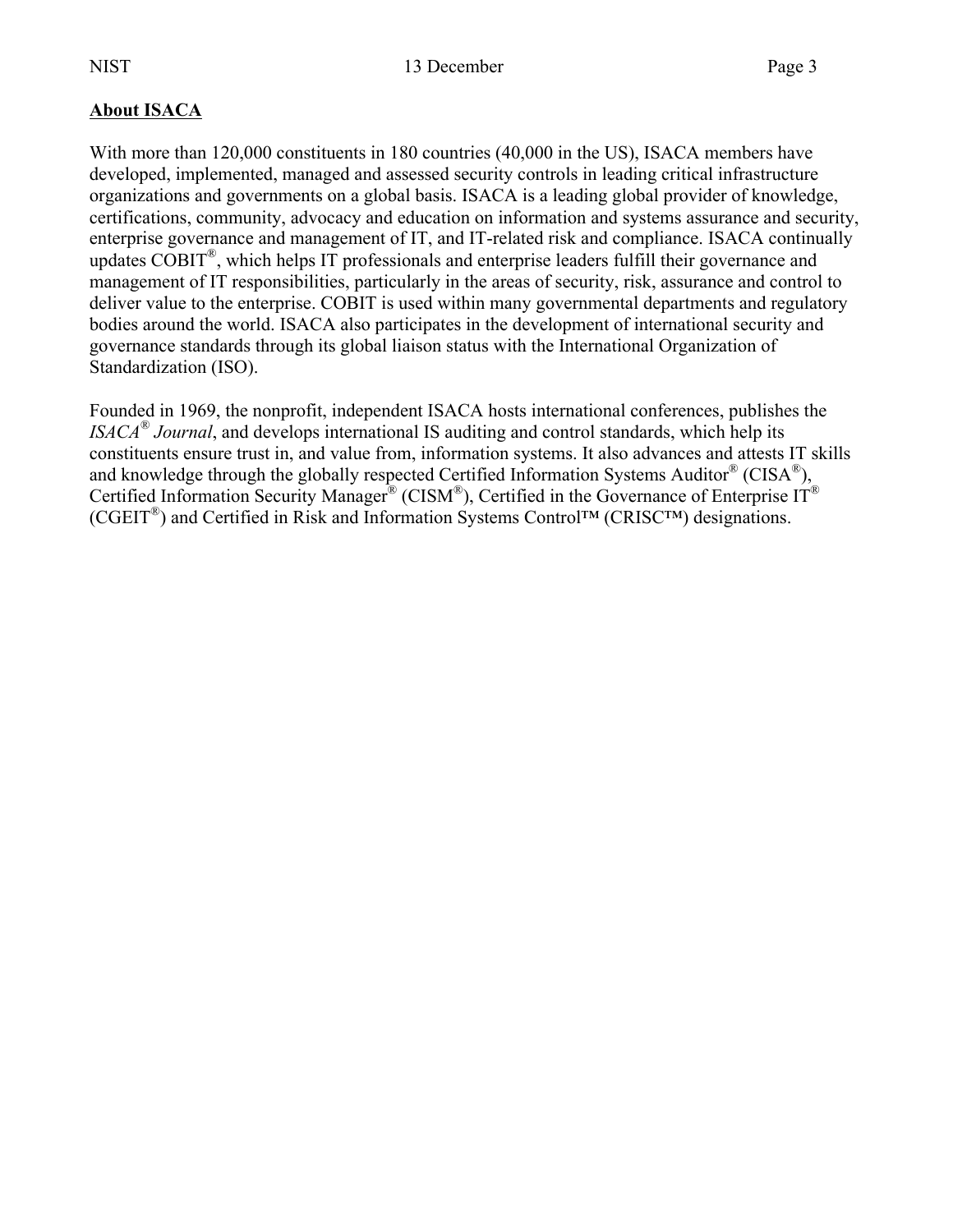## About ISACA

With more than 120,000 constituents in 180 countries (40,000 in the US), ISACA members have developed, implemented, managed and assessed security controls in leading critical infrastructure organizations and governments on a global basis. ISACA is a leading global provider of knowledge, certifications, community, advocacy and education on information and systems assurance and security, enterprise governance and management of IT, and IT-related risk and compliance. ISACA continually updates COBIT®, which helps IT professionals and enterprise leaders fulfill their governance and management of IT responsibilities, particularly in the areas of security, risk, assurance and control to deliver value to the enterprise. COBIT is used within many governmental departments and regulatory bodies around the world. ISACA also participates in the development of international security and governance standards through its global liaison status with the International Organization of Standardization (ISO).

Founded in 1969, the nonprofit, independent ISACA hosts international conferences, publishes the *ISACA® Journal*, and develops international IS auditing and control standards, which help its constituents ensure trust in, and value from, information systems. It also advances and attests IT skills and knowledge through the globally respected Certified Information Systems Auditor® (CISA®), Certified Information Security Manager® (CISM®), Certified in the Governance of Enterprise IT® (CGEIT®) and Certified in Risk and Information Systems Control™ (CRISC™) designations.